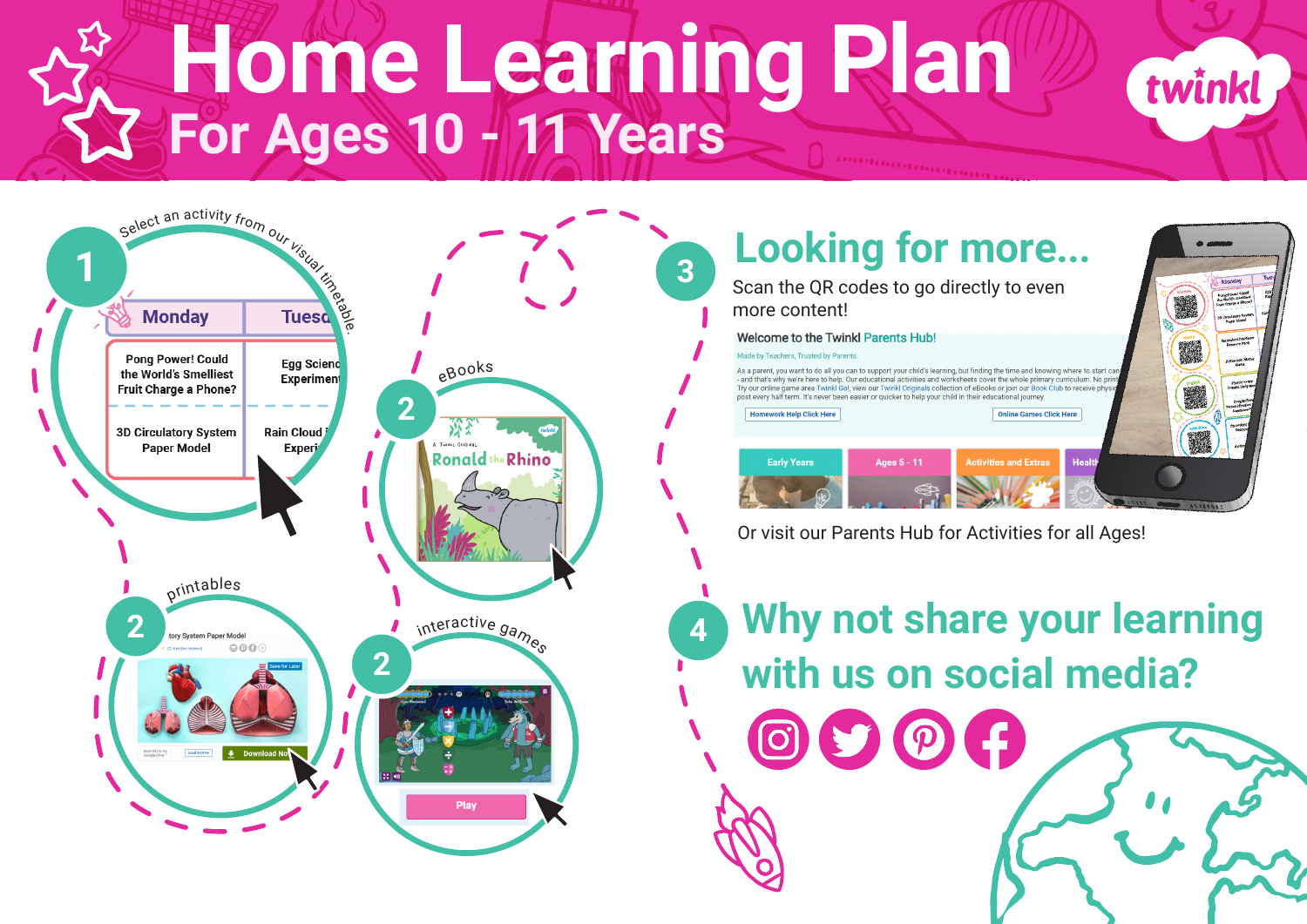# Home Learning Plan

## For Ages 10 - 11 Years

twinkl

**1** Select an activity from our visual timetable.

| Monday | Tuesd |
|---|---|
| Pong Power! Could the World's Smelliest Fruit Charge a Phone? | Egg Scienc Experimen |
| 3D Circulatory System Paper Model | Rain Cloud i Experi |

**2** eBooks

A Twinkl Original
Ronald the Rhino

**2** printables

tory System Paper Model

Download Now

**2** interactive games

Play

**3**

## Looking for more...

Scan the QR codes to go directly to even more content!

Welcome to the Twinkl Parents Hub!

Made by Teachers, Trusted by Parents.

Homework Help Click Here

Online Games Click Here

Early Years | Ages 5 - 11 | Activities and Extras | Health

Or visit our Parents Hub for Activities for all Ages!

**4**

## Why not share your learning with us on social media?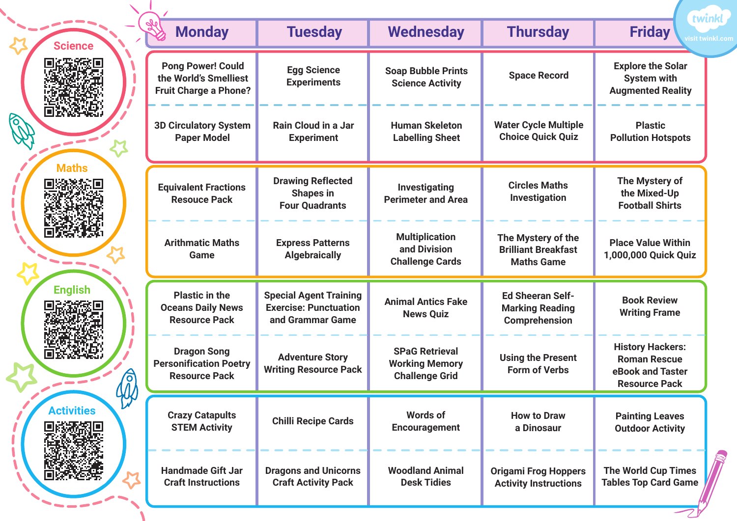| | Monday | Tuesday | Wednesday | Thursday | Friday |
|---|---|---|---|---|---|
| Science | Pong Power! Could the World's Smelliest Fruit Charge a Phone? | Egg Science Experiments | Soap Bubble Prints Science Activity | Space Record | Explore the Solar System with Augmented Reality |
| | 3D Circulatory System Paper Model | Rain Cloud in a Jar Experiment | Human Skeleton Labelling Sheet | Water Cycle Multiple Choice Quick Quiz | Plastic Pollution Hotspots |
| Maths | Equivalent Fractions Resouce Pack | Drawing Reflected Shapes in Four Quadrants | Investigating Perimeter and Area | Circles Maths Investigation | The Mystery of the Mixed-Up Football Shirts |
| | Arithmatic Maths Game | Express Patterns Algebraically | Multiplication and Division Challenge Cards | The Mystery of the Brilliant Breakfast Maths Game | Place Value Within 1,000,000 Quick Quiz |
| English | Plastic in the Oceans Daily News Resource Pack | Special Agent Training Exercise: Punctuation and Grammar Game | Animal Antics Fake News Quiz | Ed Sheeran Self-Marking Reading Comprehension | Book Review Writing Frame |
| | Dragon Song Personification Poetry Resource Pack | Adventure Story Writing Resource Pack | SPaG Retrieval Working Memory Challenge Grid | Using the Present Form of Verbs | History Hackers: Roman Rescue eBook and Taster Resource Pack |
| Activities | Crazy Catapults STEM Activity | Chilli Recipe Cards | Words of Encouragement | How to Draw a Dinosaur | Painting Leaves Outdoor Activity |
| | Handmade Gift Jar Craft Instructions | Dragons and Unicorns Craft Activity Pack | Woodland Animal Desk Tidies | Origami Frog Hoppers Activity Instructions | The World Cup Times Tables Top Card Game |

twinkl

visit twinkl.com